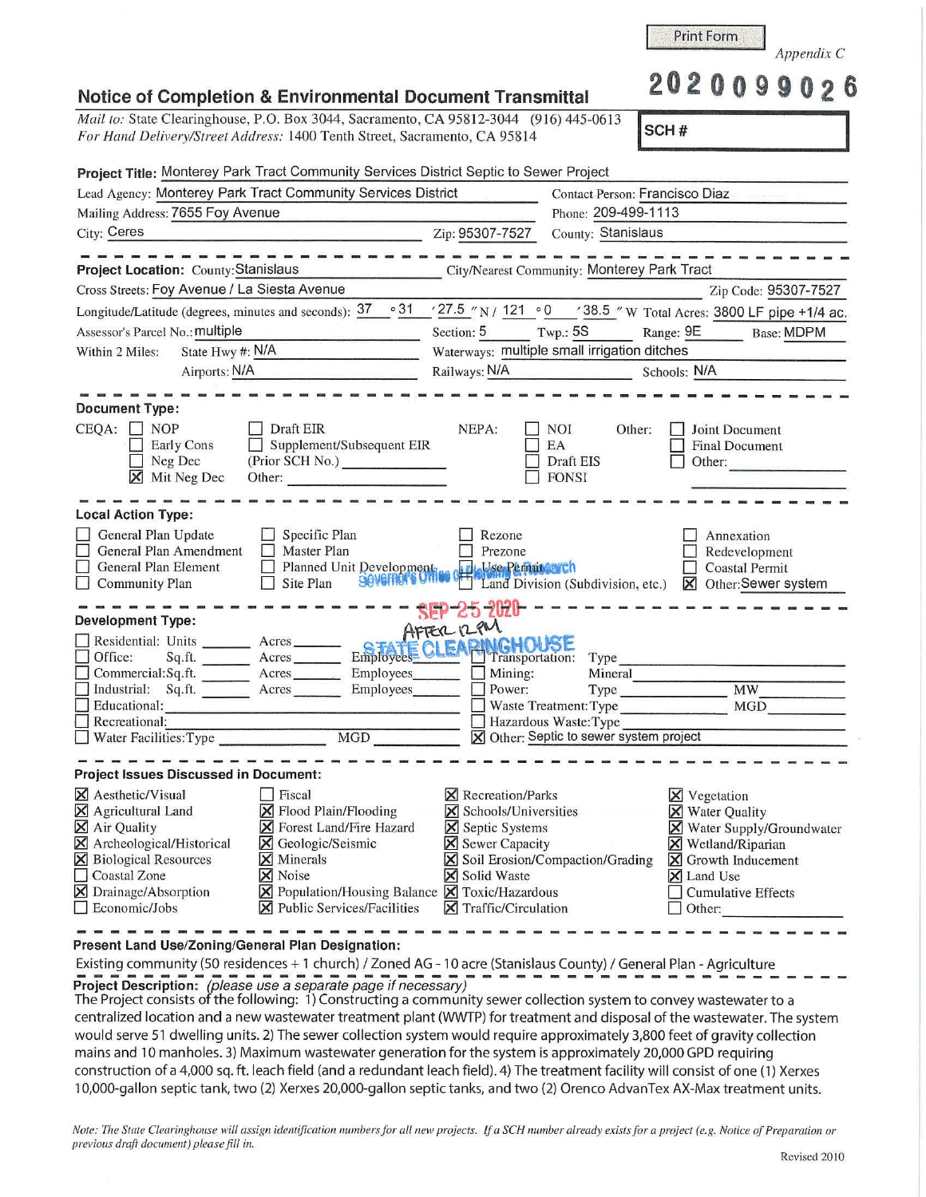Print Form

*Appendix C*

**2020099026**

## Notice of Completion & Environmental Document Transmittal

*Mail to:* State Clearinghouse, P.O. Box 3044, Sacramento, CA 95812-3044 (916) 445-0613
*For Hand Delivery/Street Address:* 1400 Tenth Street, Sacramento, CA 95814

**SCH #**

**Project Title:** Monterey Park Tract Community Services District Septic to Sewer Project

Lead Agency: Monterey Park Tract Community Services District — Contact Person: Francisco Diaz
Mailing Address: 7655 Foy Avenue — Phone: 209-499-1113
City: Ceres — Zip: 95307-7527 — County: Stanislaus

---

**Project Location:** County: Stanislaus — City/Nearest Community: Monterey Park Tract
Cross Streets: Foy Avenue / La Siesta Avenue — Zip Code: 95307-7527
Longitude/Latitude (degrees, minutes and seconds): 37 ° 31 ′ 27.5 ″ N / 121 ° 0 ′ 38.5 ″ W Total Acres: 3800 LF pipe +1/4 ac.
Assessor's Parcel No.: multiple — Section: 5 — Twp.: 5S — Range: 9E — Base: MDPM
Within 2 Miles: State Hwy #: N/A — Waterways: multiple small irrigation ditches
Airports: N/A — Railways: N/A — Schools: N/A

---

**Document Type:**

CEQA: ☐ NOP ☐ Early Cons ☐ Neg Dec ☒ Mit Neg Dec ☐ Draft EIR ☐ Supplement/Subsequent EIR (Prior SCH No.) ____ Other: ____

NEPA: ☐ NOI ☐ EA ☐ Draft EIS ☐ FONSI

Other: ☐ Joint Document ☐ Final Document ☐ Other: ____

---

**Local Action Type:**

☐ General Plan Update ☐ General Plan Amendment ☐ General Plan Element ☐ Community Plan ☐ Specific Plan ☐ Master Plan ☐ Planned Unit Development ☐ Site Plan ☐ Rezone ☐ Prezone ☐ Use Permit ☐ Land Division (Subdivision, etc.) ☐ Annexation ☐ Redevelopment ☐ Coastal Permit ☒ Other: Sewer system

Governor's Office of Planning & Research
SEP 25 2020
AFTER 12 PM
STATE CLEARINGHOUSE

---

**Development Type:**

☐ Residential: Units ____ Acres ____
☐ Office: Sq.ft. ____ Acres ____ Employees ____
☐ Commercial: Sq.ft. ____ Acres ____ Employees ____
☐ Industrial: Sq.ft. ____ Acres ____ Employees ____
☐ Educational: ____
☐ Recreational: ____
☐ Water Facilities: Type ____ MGD ____
☐ Transportation: Type ____
☐ Mining: Mineral ____
☐ Power: Type ____ MW ____
☐ Waste Treatment: Type ____ MGD ____
☐ Hazardous Waste: Type ____
☒ Other: Septic to sewer system project

---

**Project Issues Discussed in Document:**

☒ Aesthetic/Visual ☒ Agricultural Land ☒ Air Quality ☒ Archeological/Historical ☒ Biological Resources ☐ Coastal Zone ☒ Drainage/Absorption ☐ Economic/Jobs
☐ Fiscal ☒ Flood Plain/Flooding ☒ Forest Land/Fire Hazard ☒ Geologic/Seismic ☒ Minerals ☒ Noise ☒ Population/Housing Balance ☒ Public Services/Facilities
☒ Recreation/Parks ☒ Schools/Universities ☒ Septic Systems ☒ Sewer Capacity ☒ Soil Erosion/Compaction/Grading ☒ Solid Waste ☒ Toxic/Hazardous ☒ Traffic/Circulation
☒ Vegetation ☒ Water Quality ☒ Water Supply/Groundwater ☒ Wetland/Riparian ☒ Growth Inducement ☒ Land Use ☐ Cumulative Effects ☐ Other: ____

---

**Present Land Use/Zoning/General Plan Designation:**

Existing community (50 residences + 1 church) / Zoned AG - 10 acre (Stanislaus County) / General Plan - Agriculture

**Project Description:** *(please use a separate page if necessary)*

The Project consists of the following: 1) Constructing a community sewer collection system to convey wastewater to a centralized location and a new wastewater treatment plant (WWTP) for treatment and disposal of the wastewater. The system would serve 51 dwelling units. 2) The sewer collection system would require approximately 3,800 feet of gravity collection mains and 10 manholes. 3) Maximum wastewater generation for the system is approximately 20,000 GPD requiring construction of a 4,000 sq. ft. leach field (and a redundant leach field). 4) The treatment facility will consist of one (1) Xerxes 10,000-gallon septic tank, two (2) Xerxes 20,000-gallon septic tanks, and two (2) Orenco AdvanTex AX-Max treatment units.

*Note: The State Clearinghouse will assign identification numbers for all new projects. If a SCH number already exists for a project (e.g. Notice of Preparation or previous draft document) please fill in.*

Revised 2010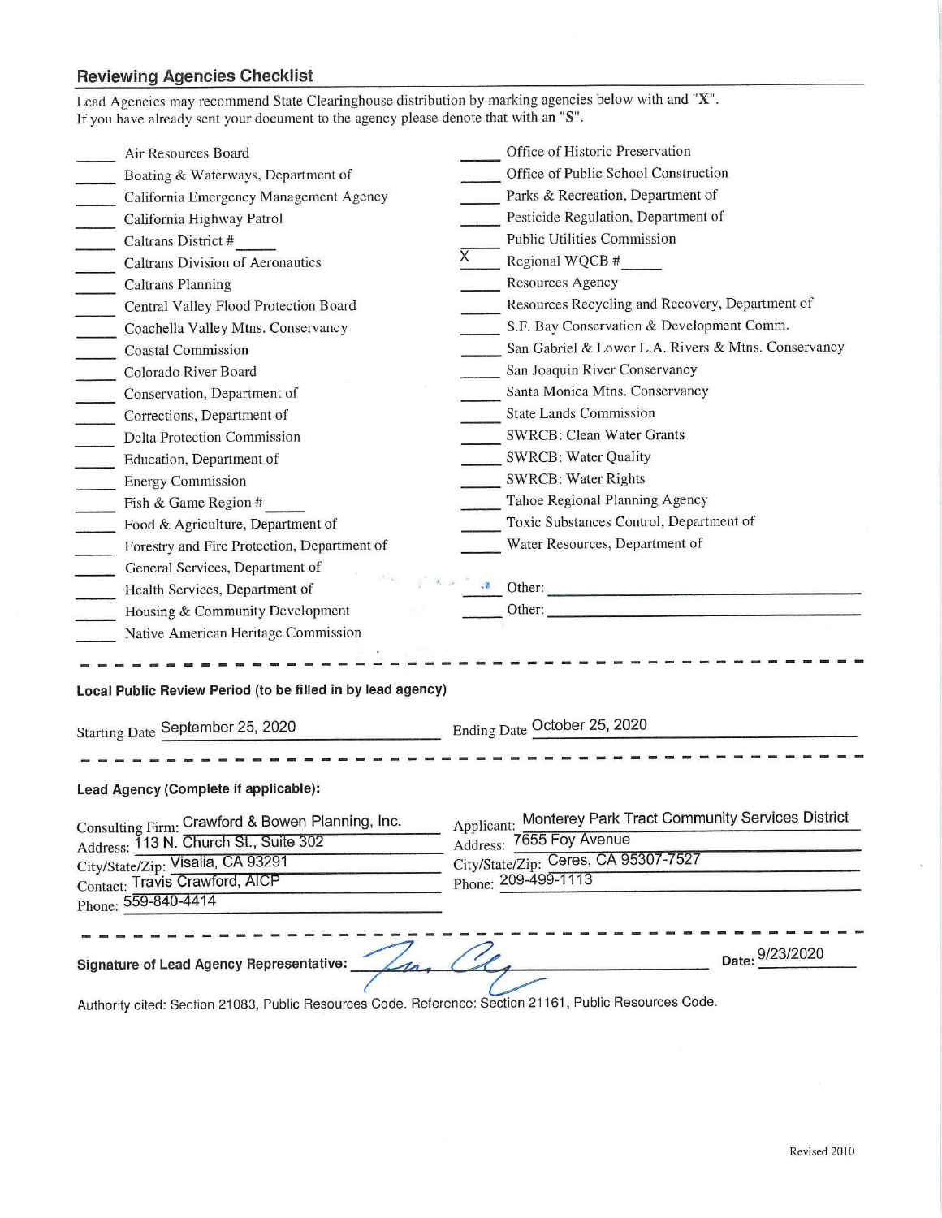## Reviewing Agencies Checklist

Lead Agencies may recommend State Clearinghouse distribution by marking agencies below with and "X".
If you have already sent your document to the agency please denote that with an "S".

| | | | |
|---|---|---|---|
| _____ | Air Resources Board | _____ | Office of Historic Preservation |
| _____ | Boating & Waterways, Department of | _____ | Office of Public School Construction |
| _____ | California Emergency Management Agency | _____ | Parks & Recreation, Department of |
| _____ | California Highway Patrol | _____ | Pesticide Regulation, Department of |
| _____ | Caltrans District # _____ | _____ | Public Utilities Commission |
| _____ | Caltrans Division of Aeronautics | X | Regional WQCB # _____ |
| _____ | Caltrans Planning | _____ | Resources Agency |
| _____ | Central Valley Flood Protection Board | _____ | Resources Recycling and Recovery, Department of |
| _____ | Coachella Valley Mtns. Conservancy | _____ | S.F. Bay Conservation & Development Comm. |
| _____ | Coastal Commission | _____ | San Gabriel & Lower L.A. Rivers & Mtns. Conservancy |
| _____ | Colorado River Board | _____ | San Joaquin River Conservancy |
| _____ | Conservation, Department of | _____ | Santa Monica Mtns. Conservancy |
| _____ | Corrections, Department of | _____ | State Lands Commission |
| _____ | Delta Protection Commission | _____ | SWRCB: Clean Water Grants |
| _____ | Education, Department of | _____ | SWRCB: Water Quality |
| _____ | Energy Commission | _____ | SWRCB: Water Rights |
| _____ | Fish & Game Region # _____ | _____ | Tahoe Regional Planning Agency |
| _____ | Food & Agriculture, Department of | _____ | Toxic Substances Control, Department of |
| _____ | Forestry and Fire Protection, Department of | _____ | Water Resources, Department of |
| _____ | General Services, Department of | | |
| _____ | Health Services, Department of | _____ | Other: _____ |
| _____ | Housing & Community Development | _____ | Other: _____ |
| _____ | Native American Heritage Commission | | |

---

**Local Public Review Period (to be filled in by lead agency)**

Starting Date September 25, 2020

Ending Date October 25, 2020

---

**Lead Agency (Complete if applicable):**

Consulting Firm: Crawford & Bowen Planning, Inc.
Address: 113 N. Church St., Suite 302
City/State/Zip: Visalia, CA 93291
Contact: Travis Crawford, AICP
Phone: 559-840-4414

Applicant: Monterey Park Tract Community Services District
Address: 7655 Foy Avenue
City/State/Zip: Ceres, CA 95307-7527
Phone: 209-499-1113

---

**Signature of Lead Agency Representative:** [signature]

**Date:** 9/23/2020

Authority cited: Section 21083, Public Resources Code. Reference: Section 21161, Public Resources Code.

Revised 2010